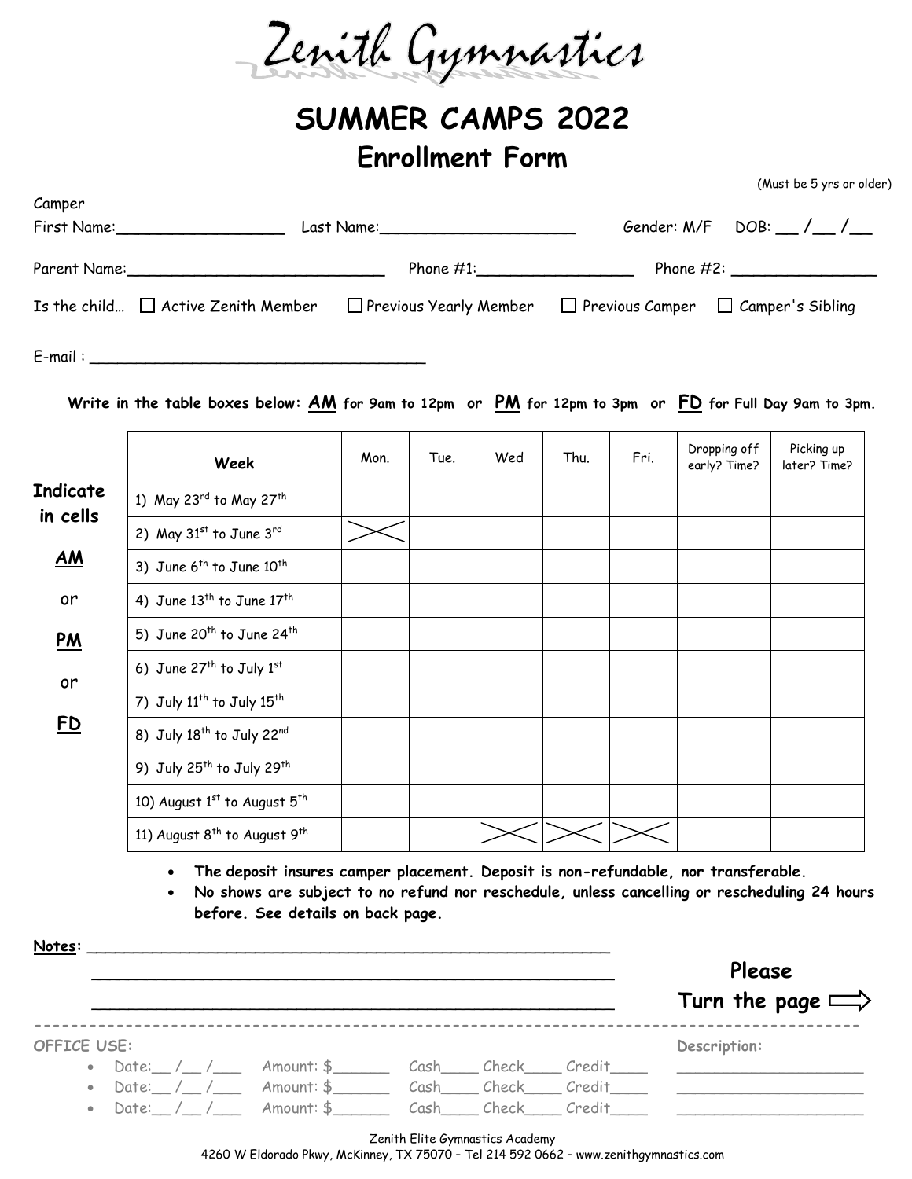# Zenith Gymnastics

## SUMMER CAMPS 2022

## Enrollment Form

(Must be 5 yrs or older)

Camper
First Name:_________________ Last Name:____________________ Gender: M/F DOB: __ /__ /__

Parent Name:__________________________ Phone #1:________________ Phone #2: _______________

Is the child… ☐ Active Zenith Member ☐ Previous Yearly Member ☐ Previous Camper ☐ Camper's Sibling

E-mail : __________________________________

**Write in the table boxes below: AM for 9am to 12pm or PM for 12pm to 3pm or FD for Full Day 9am to 3pm.**

**Indicate in cells AM or PM or FD**

| Week | Mon. | Tue. | Wed | Thu. | Fri. | Dropping off early? Time? | Picking up later? Time? |
|---|---|---|---|---|---|---|---|
| 1) May 23rd to May 27th | | | | | | | |
| 2) May 31st to June 3rd | X | | | | | | |
| 3) June 6th to June 10th | | | | | | | |
| 4) June 13th to June 17th | | | | | | | |
| 5) June 20th to June 24th | | | | | | | |
| 6) June 27th to July 1st | | | | | | | |
| 7) July 11th to July 15th | | | | | | | |
| 8) July 18th to July 22nd | | | | | | | |
| 9) July 25th to July 29th | | | | | | | |
| 10) August 1st to August 5th | | | | | | | |
| 11) August 8th to August 9th | | | X | X | X | | |

- **The deposit insures camper placement. Deposit is non-refundable, nor transferable.**
- **No shows are subject to no refund nor reschedule, unless cancelling or rescheduling 24 hours before. See details on back page.**

**Notes:** ____________________________________________________
____________________________________________________
____________________________________________________

**Please Turn the page ⇨**

OFFICE USE:

- Date:__ /__ /___ Amount: $______ Cash____ Check____ Credit____
- Date:__ /__ /___ Amount: $______ Cash____ Check____ Credit____
- Date:__ /__ /___ Amount: $______ Cash____ Check____ Credit____

Description:
____________________
____________________
____________________

Zenith Elite Gymnastics Academy
4260 W Eldorado Pkwy, McKinney, TX 75070 – Tel 214 592 0662 – www.zenithgymnastics.com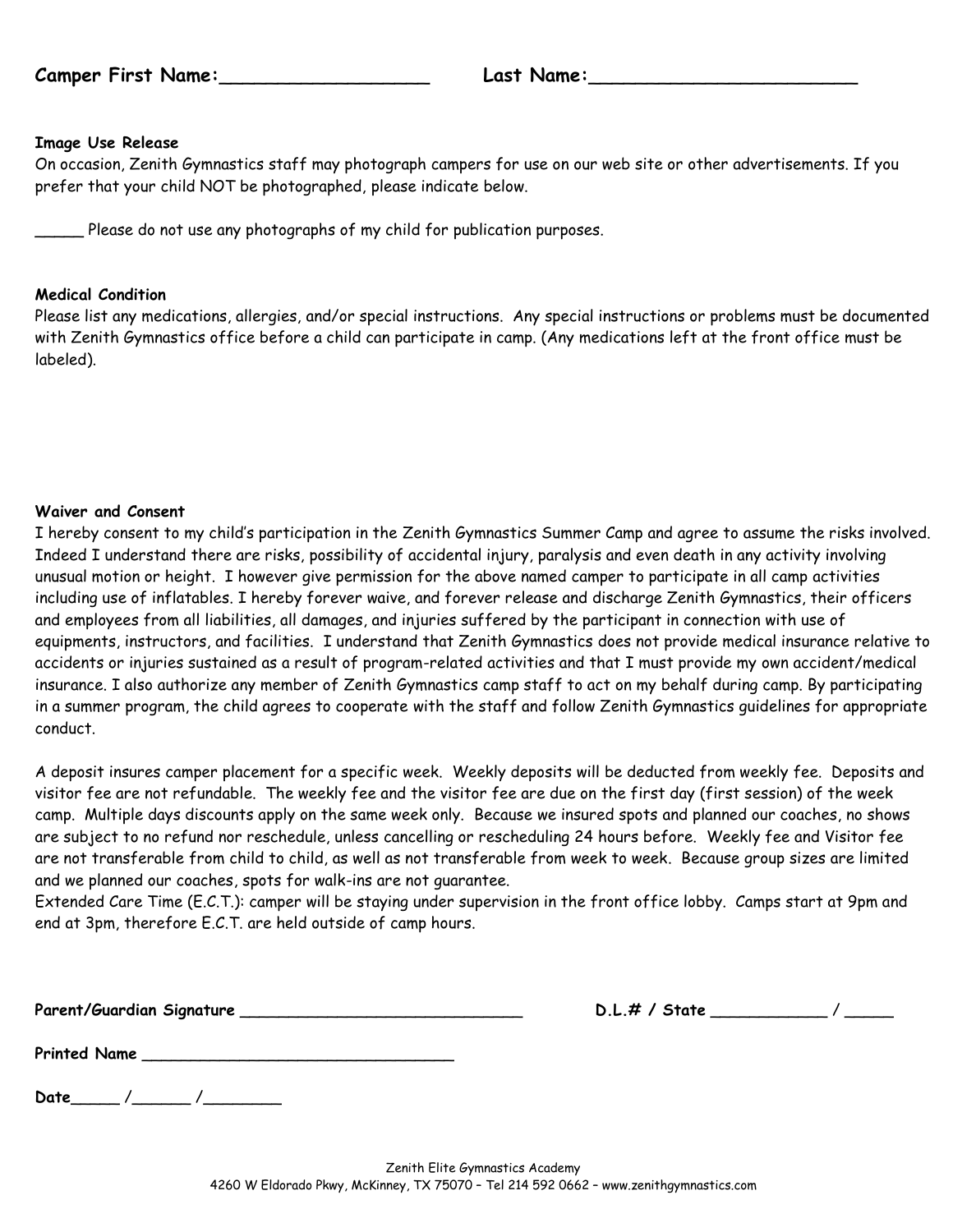**Camper First Name:___________________ Last Name:________________________**

**Image Use Release**

On occasion, Zenith Gymnastics staff may photograph campers for use on our web site or other advertisements. If you prefer that your child NOT be photographed, please indicate below.

_____ Please do not use any photographs of my child for publication purposes.

**Medical Condition**

Please list any medications, allergies, and/or special instructions. Any special instructions or problems must be documented with Zenith Gymnastics office before a child can participate in camp. (Any medications left at the front office must be labeled).

**Waiver and Consent**

I hereby consent to my child's participation in the Zenith Gymnastics Summer Camp and agree to assume the risks involved. Indeed I understand there are risks, possibility of accidental injury, paralysis and even death in any activity involving unusual motion or height. I however give permission for the above named camper to participate in all camp activities including use of inflatables. I hereby forever waive, and forever release and discharge Zenith Gymnastics, their officers and employees from all liabilities, all damages, and injuries suffered by the participant in connection with use of equipments, instructors, and facilities. I understand that Zenith Gymnastics does not provide medical insurance relative to accidents or injuries sustained as a result of program-related activities and that I must provide my own accident/medical insurance. I also authorize any member of Zenith Gymnastics camp staff to act on my behalf during camp. By participating in a summer program, the child agrees to cooperate with the staff and follow Zenith Gymnastics guidelines for appropriate conduct.

A deposit insures camper placement for a specific week. Weekly deposits will be deducted from weekly fee. Deposits and visitor fee are not refundable. The weekly fee and the visitor fee are due on the first day (first session) of the week camp. Multiple days discounts apply on the same week only. Because we insured spots and planned our coaches, no shows are subject to no refund nor reschedule, unless cancelling or rescheduling 24 hours before. Weekly fee and Visitor fee are not transferable from child to child, as well as not transferable from week to week. Because group sizes are limited and we planned our coaches, spots for walk-ins are not guarantee.

Extended Care Time (E.C.T.): camper will be staying under supervision in the front office lobby. Camps start at 9pm and end at 3pm, therefore E.C.T. are held outside of camp hours.

**Parent/Guardian Signature** ______________________________ **D.L.# / State** ____________ / _____

**Printed Name** _________________________________

**Date**_____ /______ /________

Zenith Elite Gymnastics Academy
4260 W Eldorado Pkwy, McKinney, TX 75070 – Tel 214 592 0662 – www.zenithgymnastics.com